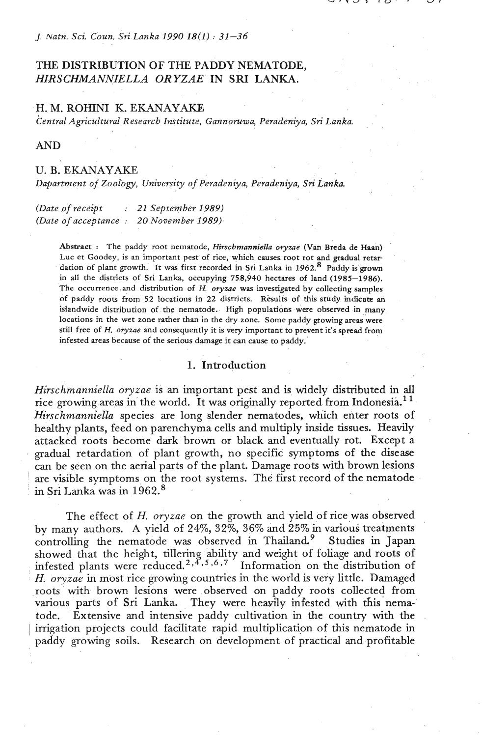# THE DISTRIBUTION OF THE PADDY NEMATODE, *HIRSCHMANNIELLA ORYZAE* IN SRI LANKA.

**H. M. ROHINI K. EKANAYAKE**
*Central Agricultural Research Institute, Gannoruwa, Peradeniya, Sri Lanka.*

AND

**U. B. EKANAYAKE**
*Dapartment of Zoology, University of Peradeniya, Peradeniya, Sri Lanka.*

*(Date of receipt : 21 September 1989)*
*(Date of acceptance : 20 November 1989)*

**Abstract** : The paddy root nematode, *Hirschmanniella oryzae* (Van Breda de Haan) Luc et Goodey, is an important pest of rice, which causes root rot and gradual retardation of plant growth. It was first recorded in Sri Lanka in 1962.[8] Paddy is grown in all the districts of Sri Lanka, occupying 758,940 hectares of land (1985–1986). The occurrence and distribution of *H. oryzae* was investigated by collecting samples of paddy roots from 52 locations in 22 districts. Results of this study indicate an islandwide distribution of the nematode. High populations were observed in many locations in the wet zone rather than in the dry zone. Some paddy growing areas were still free of *H. oryzae* and consequently it is very important to prevent it's spread from infested areas because of the serious damage it can cause to paddy.

## 1. Introduction

*Hirschmanniella oryzae* is an important pest and is widely distributed in all rice growing areas in the world. It was originally reported from Indonesia.[11] *Hirschmanniella* species are long slender nematodes, which enter roots of healthy plants, feed on parenchyma cells and multiply inside tissues. Heavily attacked roots become dark brown or black and eventually rot. Except a gradual retardation of plant growth, no specific symptoms of the disease can be seen on the aerial parts of the plant. Damage roots with brown lesions are visible symptoms on the root systems. The first record of the nematode in Sri Lanka was in 1962.[8]

The effect of *H. oryzae* on the growth and yield of rice was observed by many authors. A yield of 24%, 32%, 36% and 25% in various treatments controlling the nematode was observed in Thailand.[9] Studies in Japan showed that the height, tillering ability and weight of foliage and roots of infested plants were reduced.[2,4,5,6,7] Information on the distribution of *H. oryzae* in most rice growing countries in the world is very little. Damaged roots with brown lesions were observed on paddy roots collected from various parts of Sri Lanka. They were heavily infested with this nematode. Extensive and intensive paddy cultivation in the country with the irrigation projects could facilitate rapid multiplication of this nematode in paddy growing soils. Research on development of practical and profitable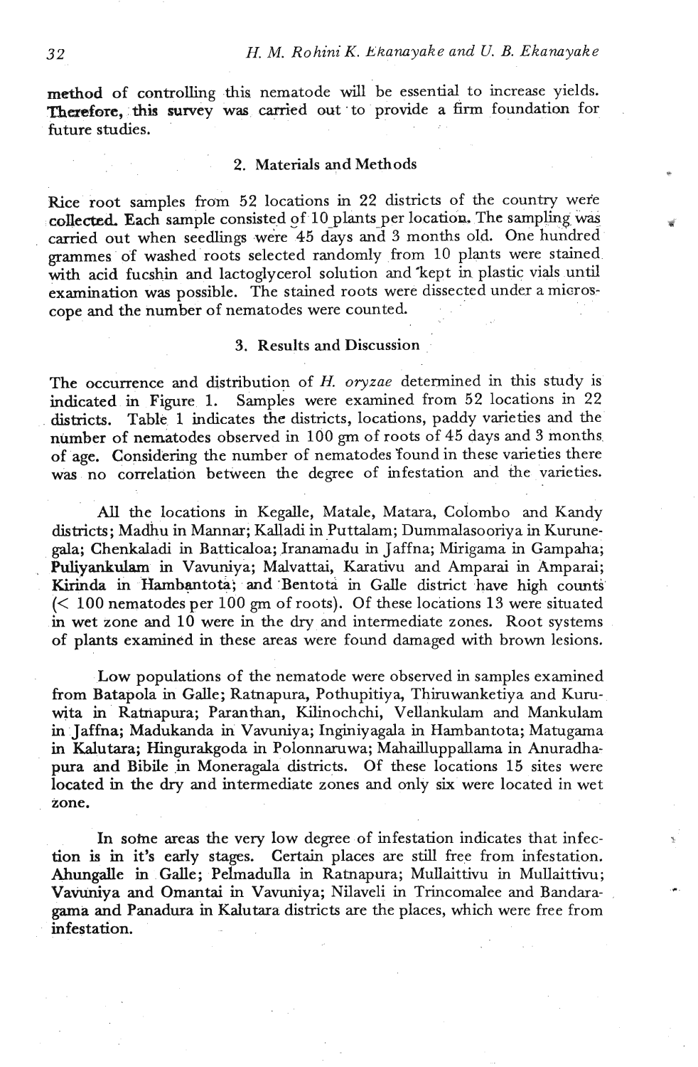method of controlling this nematode will be essential to increase yields. Therefore, this survey was carried out to provide a firm foundation for future studies.

## 2. Materials and Methods

Rice root samples from 52 locations in 22 districts of the country were collected. Each sample consisted of 10 plants per location. The sampling was carried out when seedlings were 45 days and 3 months old. One hundred grammes of washed roots selected randomly from 10 plants were stained with acid fucshin and lactoglycerol solution and kept in plastic vials until examination was possible. The stained roots were dissected under a microscope and the number of nematodes were counted.

## 3. Results and Discussion

The occurrence and distribution of *H. oryzae* determined in this study is indicated in Figure 1. Samples were examined from 52 locations in 22 districts. Table 1 indicates the districts, locations, paddy varieties and the number of nematodes observed in 100 gm of roots of 45 days and 3 months of age. Considering the number of nematodes found in these varieties there was no correlation between the degree of infestation and the varieties.

All the locations in Kegalle, Matale, Matara, Colombo and Kandy districts; Madhu in Mannar; Kalladi in Puttalam; Dummalasooriya in Kurunegala; Chenkaladi in Batticaloa; Iranamadu in Jaffna; Mirigama in Gampaha; Puliyankulam in Vavuniya; Malvattai, Karativu and Amparai in Amparai; Kirinda in Hambantota; and Bentota in Galle district have high counts (< 100 nematodes per 100 gm of roots). Of these locations 13 were situated in wet zone and 10 were in the dry and intermediate zones. Root systems of plants examined in these areas were found damaged with brown lesions.

Low populations of the nematode were observed in samples examined from Batapola in Galle; Ratnapura, Pothupitiya, Thiruwanketiya and Kuruwita in Ratnapura; Paranthan, Kilinochchi, Vellankulam and Mankulam in Jaffna; Madukanda in Vavuniya; Inginiyagala in Hambantota; Matugama in Kalutara; Hingurakgoda in Polonnaruwa; Mahailluppallama in Anuradhapura and Bibile in Moneragala districts. Of these locations 15 sites were located in the dry and intermediate zones and only six were located in wet zone.

In some areas the very low degree of infestation indicates that infection is in it's early stages. Certain places are still free from infestation. Ahungalle in Galle; Pelmadulla in Ratnapura; Mullaittivu in Mullaittivu; Vavuniya and Omantai in Vavuniya; Nilaveli in Trincomalee and Bandaragama and Panadura in Kalutara districts are the places, which were free from infestation.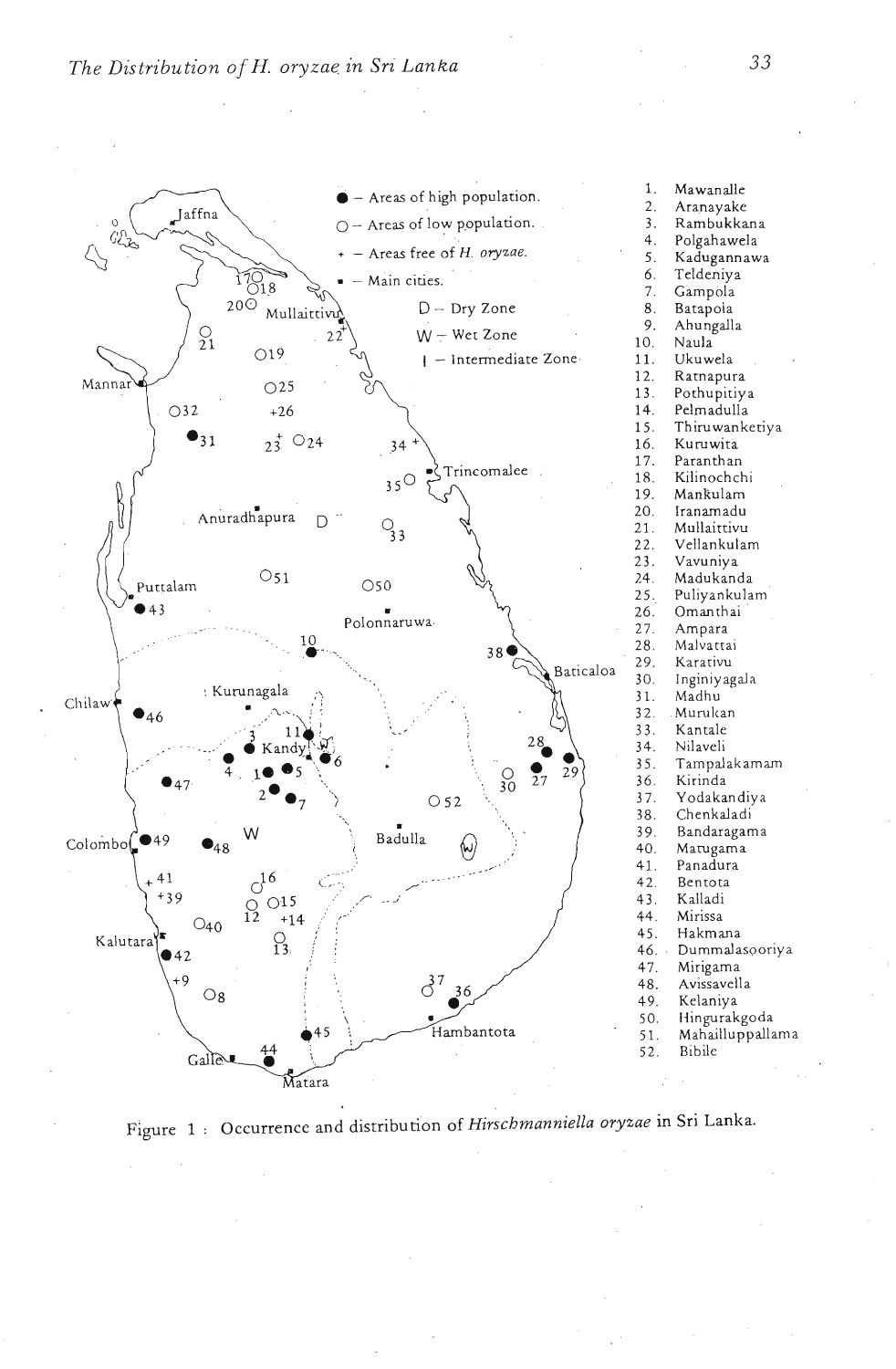● – Areas of high population.

○ – Areas of low population.

+ – Areas free of *H. oryzae*.

▪ – Main cities.

D – Dry Zone

W – Wet Zone

I – Intermediate Zone

1. Mawanalle
2. Aranayake
3. Rambukkana
4. Polgahawela
5. Kadugannawa
6. Teldeniya
7. Gampola
8. Batapola
9. Ahungalla
10. Naula
11. Ukuwela
12. Ratnapura
13. Pothupitiya
14. Pelmadulla
15. Thiruwanketiya
16. Kuruwita
17. Paranthan
18. Kilinochchi
19. Mankulam
20. Iranamadu
21. Mullaittivu
22. Vellankulam
23. Vavuniya
24. Madukanda
25. Puliyankulam
26. Omanthai
27. Ampara
28. Malvattai
29. Karativu
30. Inginiyagala
31. Madhu
32. Murukan
33. Kantale
34. Nilaveli
35. Tampalakamam
36. Kirinda
37. Yodakandiya
38. Chenkaladi
39. Bandaragama
40. Matugama
41. Panadura
42. Bentota
43. Kalladi
44. Mirissa
45. Hakmana
46. Dummalasooriya
47. Mirigama
48. Avissavella
49. Kelaniya
50. Hingurakgoda
51. Mahailluppallama
52. Bibile

Figure 1 : Occurrence and distribution of *Hirschmanniella oryzae* in Sri Lanka.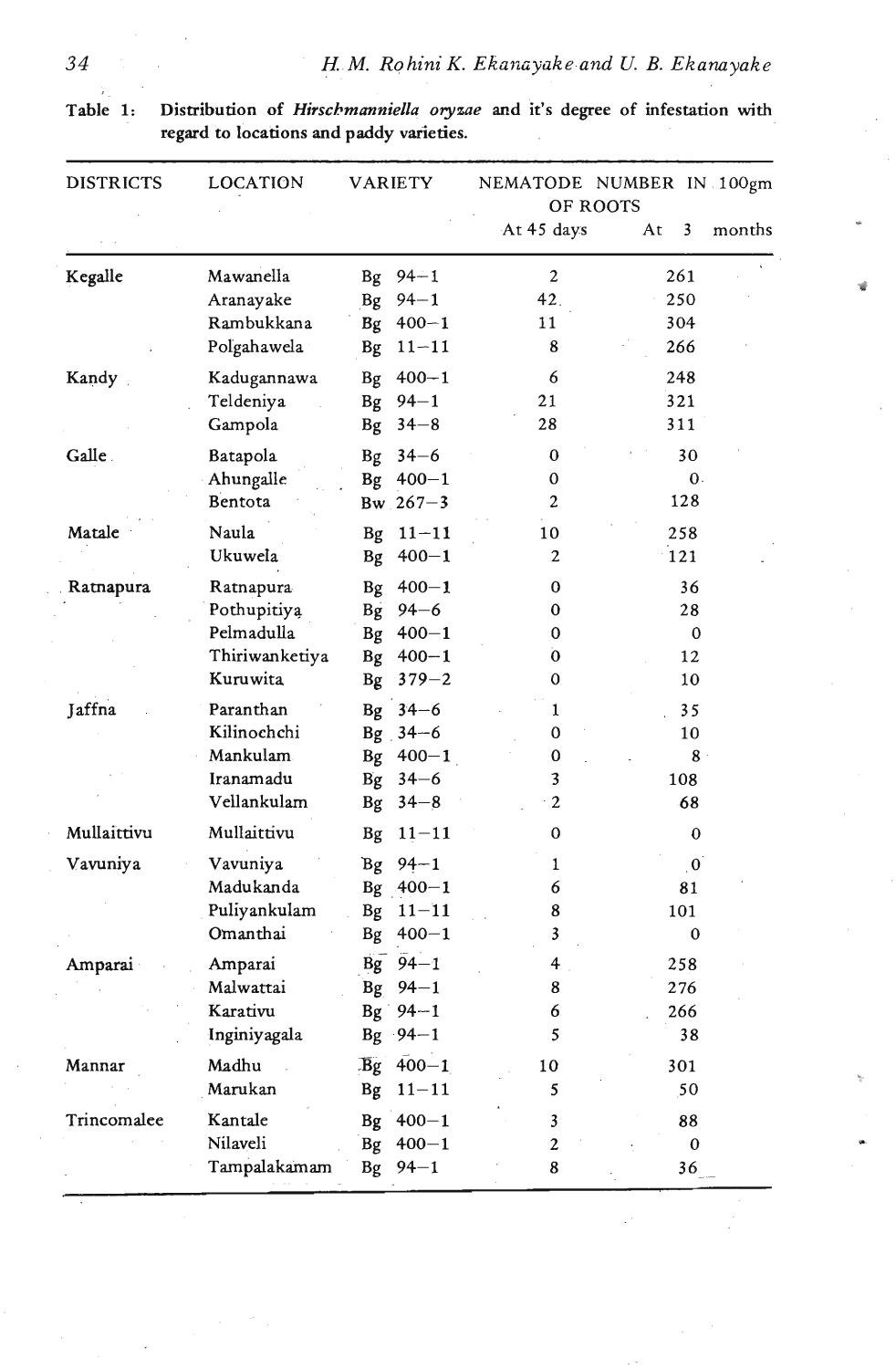**Table 1:** Distribution of *Hirschmanniella oryzae* and it's degree of infestation with regard to locations and paddy varieties.

| DISTRICTS | LOCATION | VARIETY | NEMATODE NUMBER IN 100gm OF ROOTS | |
|---|---|---|---|---|
| | | | At 45 days | At 3 months |
| Kegalle | Mawanella | Bg 94–1 | 2 | 261 |
| | Aranayake | Bg 94–1 | 42 | 250 |
| | Rambukkana | Bg 400–1 | 11 | 304 |
| | Polgahawela | Bg 11–11 | 8 | 266 |
| Kandy | Kadugannawa | Bg 400–1 | 6 | 248 |
| | Teldeniya | Bg 94–1 | 21 | 321 |
| | Gampola | Bg 34–8 | 28 | 311 |
| Galle | Batapola | Bg 34–6 | 0 | 30 |
| | Ahungalle | Bg 400–1 | 0 | 0 |
| | Bentota | Bw 267–3 | 2 | 128 |
| Matale | Naula | Bg 11–11 | 10 | 258 |
| | Ukuwela | Bg 400–1 | 2 | 121 |
| Ratnapura | Ratnapura | Bg 400–1 | 0 | 36 |
| | Pothupitiya | Bg 94–6 | 0 | 28 |
| | Pelmadulla | Bg 400–1 | 0 | 0 |
| | Thiriwanketiya | Bg 400–1 | 0 | 12 |
| | Kuruwita | Bg 379–2 | 0 | 10 |
| Jaffna | Paranthan | Bg 34–6 | 1 | 35 |
| | Kilinochchi | Bg 34–6 | 0 | 10 |
| | Mankulam | Bg 400–1 | 0 | 8 |
| | Iranamadu | Bg 34–6 | 3 | 108 |
| | Vellankulam | Bg 34–8 | 2 | 68 |
| Mullaittivu | Mullaittivu | Bg 11–11 | 0 | 0 |
| Vavuniya | Vavuniya | Bg 94–1 | 1 | 0 |
| | Madukanda | Bg 400–1 | 6 | 81 |
| | Puliyankulam | Bg 11–11 | 8 | 101 |
| | Omanthai | Bg 400–1 | 3 | 0 |
| Amparai | Amparai | Bg 94–1 | 4 | 258 |
| | Malwattai | Bg 94–1 | 8 | 276 |
| | Karativu | Bg 94–1 | 6 | 266 |
| | Inginiyagala | Bg 94–1 | 5 | 38 |
| Mannar | Madhu | Bg 400–1 | 10 | 301 |
| | Marukan | Bg 11–11 | 5 | 50 |
| Trincomalee | Kantale | Bg 400–1 | 3 | 88 |
| | Nilaveli | Bg 400–1 | 2 | 0 |
| | Tampalakamam | Bg 94–1 | 8 | 36 |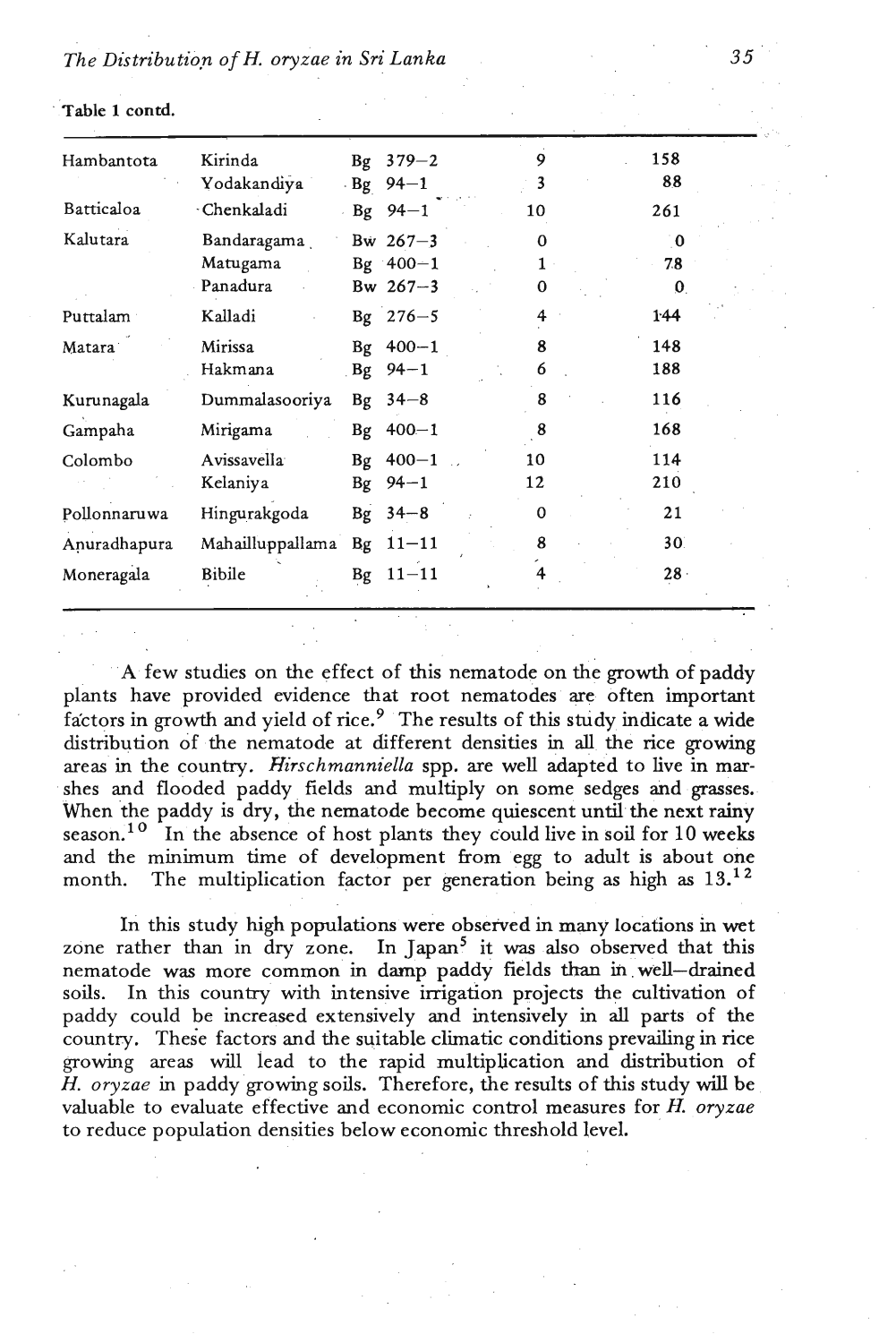Table 1 contd.

| | | | | |
|---|---|---|---|---|
| Hambantota | Kirinda | Bg 379–2 | 9 | 158 |
| | Yodakandiya | Bg 94–1 | 3 | 88 |
| Batticaloa | Chenkaladi | Bg 94–1 | 10 | 261 |
| Kalutara | Bandaragama | Bw 267–3 | 0 | 0 |
| | Matugama | Bg 400–1 | 1 | 78 |
| | Panadura | Bw 267–3 | 0 | 0 |
| Puttalam | Kalladi | Bg 276–5 | 4 | 144 |
| Matara | Mirissa | Bg 400–1 | 8 | 148 |
| | Hakmana | Bg 94–1 | 6 | 188 |
| Kurunagala | Dummalasooriya | Bg 34–8 | 8 | 116 |
| Gampaha | Mirigama | Bg 400–1 | 8 | 168 |
| Colombo | Avissavella | Bg 400–1 | 10 | 114 |
| | Kelaniya | Bg 94–1 | 12 | 210 |
| Pollonnaruwa | Hingurakgoda | Bg 34–8 | 0 | 21 |
| Anuradhapura | Mahailluppallama | Bg 11–11 | 8 | 30 |
| Moneragala | Bibile | Bg 11–11 | 4 | 28 |

A few studies on the effect of this nematode on the growth of paddy plants have provided evidence that root nematodes are often important factors in growth and yield of rice.[9] The results of this study indicate a wide distribution of the nematode at different densities in all the rice growing areas in the country. *Hirschmanniella* spp. are well adapted to live in marshes and flooded paddy fields and multiply on some sedges and grasses. When the paddy is dry, the nematode become quiescent until the next rainy season.[10] In the absence of host plants they could live in soil for 10 weeks and the minimum time of development from egg to adult is about one month. The multiplication factor per generation being as high as 13.[12]

In this study high populations were observed in many locations in wet zone rather than in dry zone. In Japan[5] it was also observed that this nematode was more common in damp paddy fields than in well–drained soils. In this country with intensive irrigation projects the cultivation of paddy could be increased extensively and intensively in all parts of the country. These factors and the suitable climatic conditions prevailing in rice growing areas will lead to the rapid multiplication and distribution of *H. oryzae* in paddy growing soils. Therefore, the results of this study will be valuable to evaluate effective and economic control measures for *H. oryzae* to reduce population densities below economic threshold level.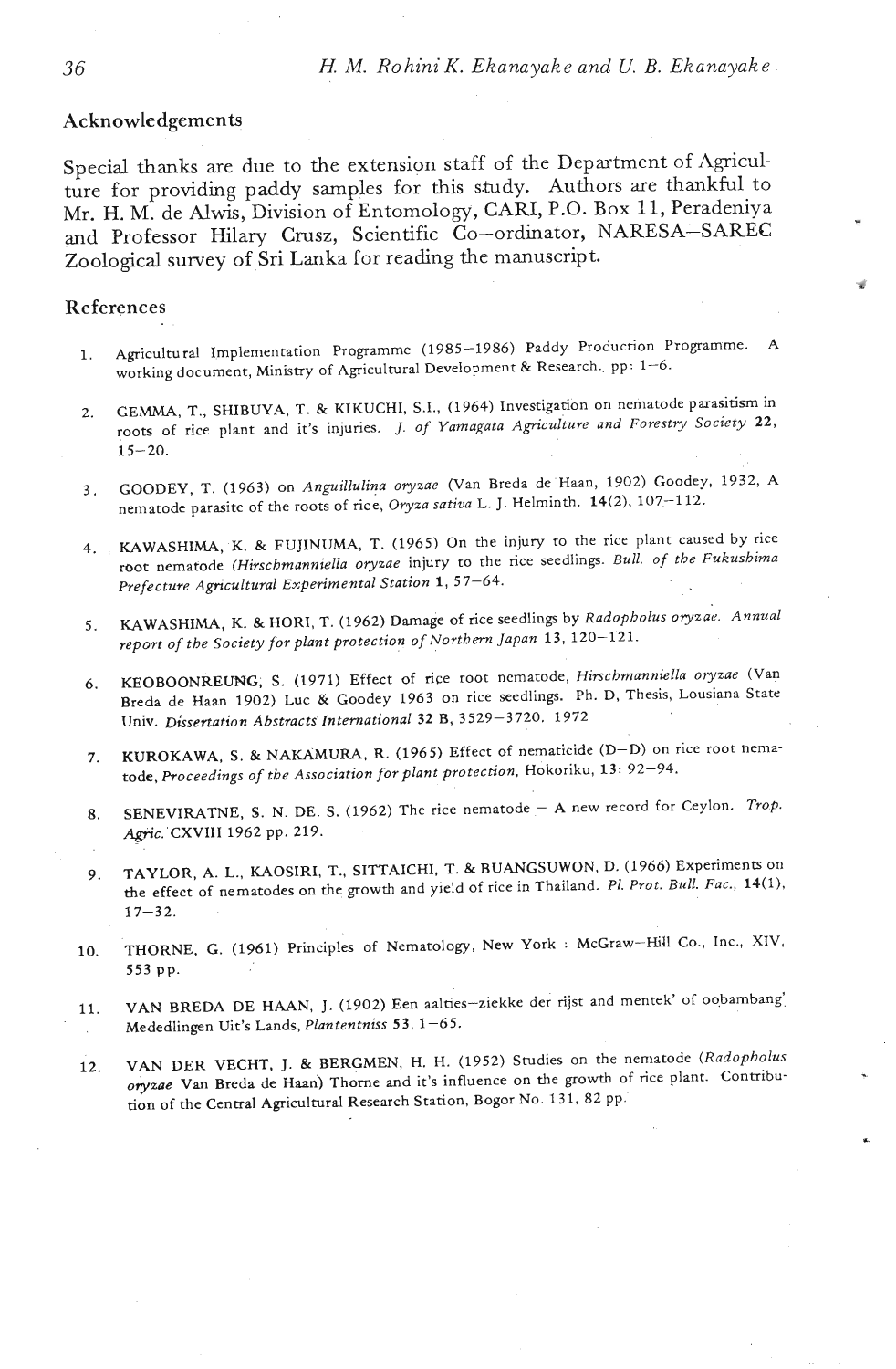## Acknowledgements

Special thanks are due to the extension staff of the Department of Agriculture for providing paddy samples for this study. Authors are thankful to Mr. H. M. de Alwis, Division of Entomology, CARI, P.O. Box 11, Peradeniya and Professor Hilary Crusz, Scientific Co–ordinator, NARESA–SAREC Zoological survey of Sri Lanka for reading the manuscript.

## References

1. Agricultural Implementation Programme (1985–1986) Paddy Production Programme. A working document, Ministry of Agricultural Development & Research. pp: 1–6.

2. GEMMA, T., SHIBUYA, T. & KIKUCHI, S.I., (1964) Investigation on nematode parasitism in roots of rice plant and it's injuries. *J. of Yamagata Agriculture and Forestry Society* **22**, 15–20.

3. GOODEY, T. (1963) on *Anguillulina oryzae* (Van Breda de Haan, 1902) Goodey, 1932, A nematode parasite of the roots of rice, *Oryza sativa* L. J. Helminth. **14**(2), 107–112.

4. KAWASHIMA, K. & FUJINUMA, T. (1965) On the injury to the rice plant caused by rice root nematode (*Hirschmanniella oryzae* injury to the rice seedlings. *Bull. of the Fukushima Prefecture Agricultural Experimental Station* **1**, 57–64.

5. KAWASHIMA, K. & HORI, T. (1962) Damage of rice seedlings by *Radopholus oryzae*. *Annual report of the Society for plant protection of Northern Japan* **13**, 120–121.

6. KEOBOONREUNG, S. (1971) Effect of rice root nematode, *Hirschmanniella oryzae* (Van Breda de Haan 1902) Luc & Goodey 1963 on rice seedlings. Ph. D, Thesis, Lousiana State Univ. *Dissertation Abstracts International* **32** B, 3529–3720. 1972

7. KUROKAWA, S. & NAKAMURA, R. (1965) Effect of nematicide (D–D) on rice root nematode, *Proceedings of the Association for plant protection*, Hokoriku, **13**: 92–94.

8. SENEVIRATNE, S. N. DE. S. (1962) The rice nematode – A new record for Ceylon. *Trop. Agric.* CXVIII 1962 pp. 219.

9. TAYLOR, A. L., KAOSIRI, T., SITTAICHI, T. & BUANGSUWON, D. (1966) Experiments on the effect of nematodes on the growth and yield of rice in Thailand. *Pl. Prot. Bull. Fac.*, **14**(1), 17–32.

10. THORNE, G. (1961) Principles of Nematology, New York : McGraw–Hill Co., Inc., XIV, 553 pp.

11. VAN BREDA DE HAAN, J. (1902) Een aalties–ziekke der rijst and mentek' of oobambang'. Mededlingen Uit's Lands, *Plantentniss* **53**, 1–65.

12. VAN DER VECHT, J. & BERGMEN, H. H. (1952) Studies on the nematode (*Radopholus oryzae* Van Breda de Haan) Thorne and it's influence on the growth of rice plant. Contribution of the Central Agricultural Research Station, Bogor No. 131, 82 pp.